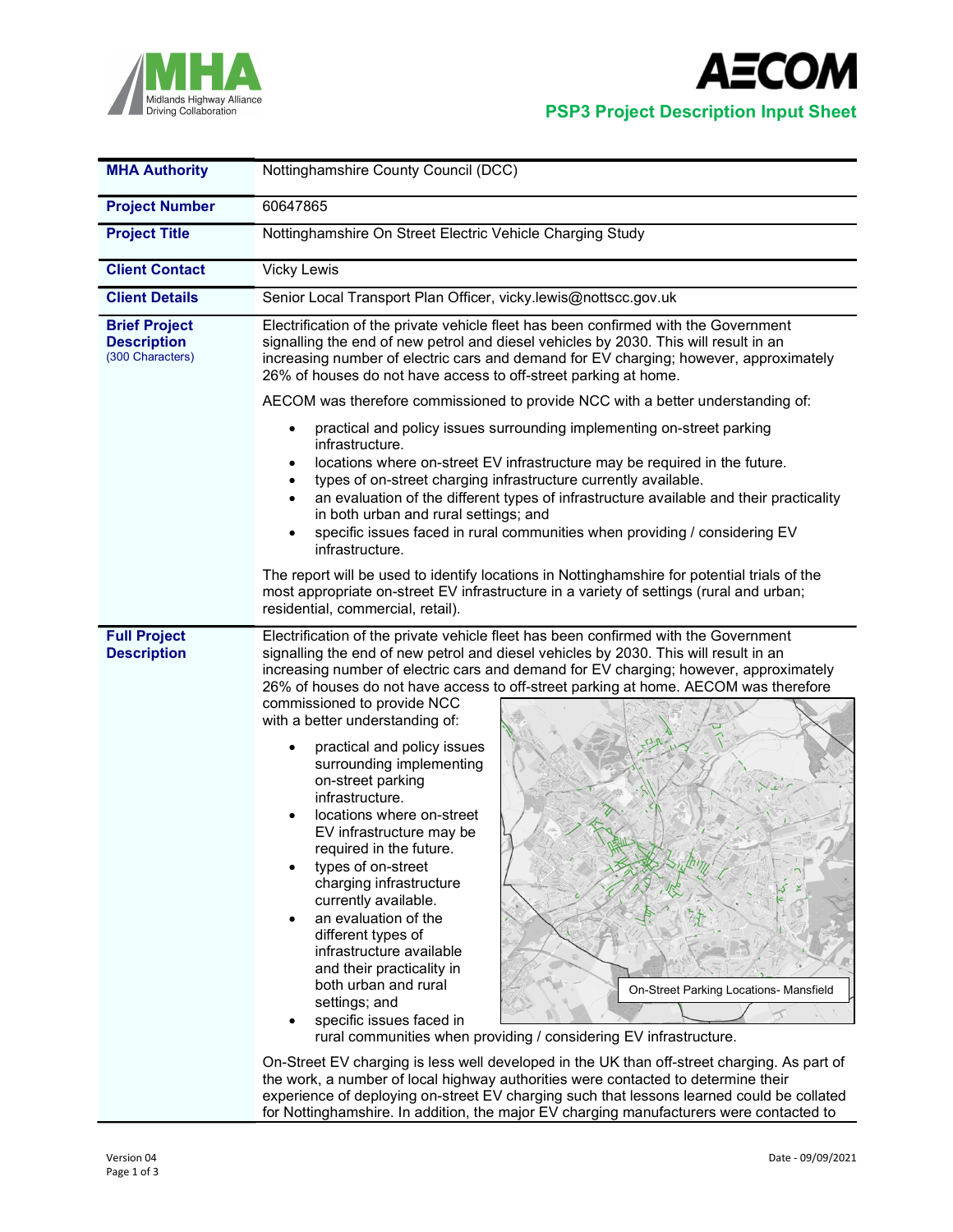Midlands Highway Alliance — Driving Collaboration

AECOM

**PSP3 Project Description Input Sheet**

| **MHA Authority** | Nottinghamshire County Council (DCC) |
|---|---|
| **Project Number** | 60647865 |
| **Project Title** | Nottinghamshire On Street Electric Vehicle Charging Study |
| **Client Contact** | Vicky Lewis |
| **Client Details** | Senior Local Transport Plan Officer, vicky.lewis@nottscc.gov.uk |
| **Brief Project Description** (300 Characters) | Electrification of the private vehicle fleet has been confirmed with the Government signalling the end of new petrol and diesel vehicles by 2030. This will result in an increasing number of electric cars and demand for EV charging; however, approximately 26% of houses do not have access to off-street parking at home.<br><br>AECOM was therefore commissioned to provide NCC with a better understanding of:<br><br>• practical and policy issues surrounding implementing on-street parking infrastructure.<br>• locations where on-street EV infrastructure may be required in the future.<br>• types of on-street charging infrastructure currently available.<br>• an evaluation of the different types of infrastructure available and their practicality in both urban and rural settings; and<br>• specific issues faced in rural communities when providing / considering EV infrastructure.<br><br>The report will be used to identify locations in Nottinghamshire for potential trials of the most appropriate on-street EV infrastructure in a variety of settings (rural and urban; residential, commercial, retail). |
| **Full Project Description** | Electrification of the private vehicle fleet has been confirmed with the Government signalling the end of new petrol and diesel vehicles by 2030. This will result in an increasing number of electric cars and demand for EV charging; however, approximately 26% of houses do not have access to off-street parking at home. AECOM was therefore commissioned to provide NCC with a better understanding of:<br><br>• practical and policy issues surrounding implementing on-street parking infrastructure.<br>• locations where on-street EV infrastructure may be required in the future.<br>• types of on-street charging infrastructure currently available.<br>• an evaluation of the different types of infrastructure available and their practicality in both urban and rural settings; and<br>• specific issues faced in rural communities when providing / considering EV infrastructure.<br><br>On-Street Parking Locations- Mansfield<br><br>On-Street EV charging is less well developed in the UK than off-street charging. As part of the work, a number of local highway authorities were contacted to determine their experience of deploying on-street EV charging such that lessons learned could be collated for Nottinghamshire. In addition, the major EV charging manufacturers were contacted to |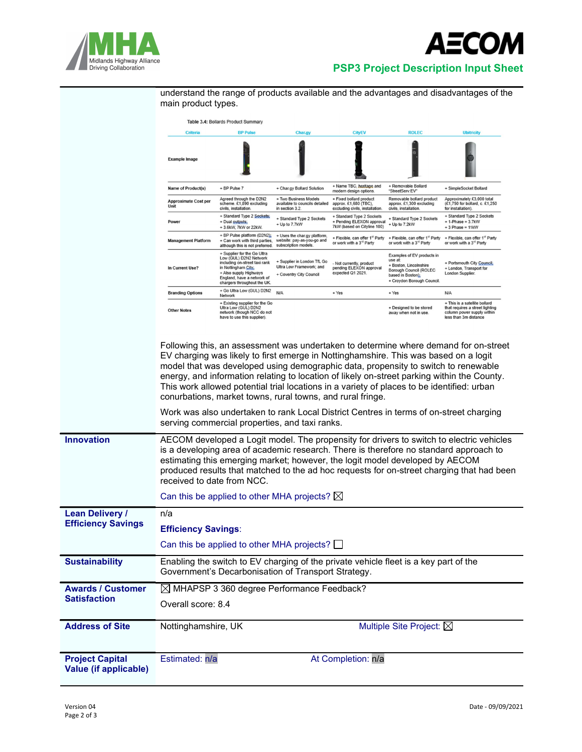understand the range of products available and the advantages and disadvantages of the main product types.

Table 3.4: Bollards Product Summary

| Criteria | BP Pulse | Char.gy | CityEV | ROLEC | Ubitricity |
|---|---|---|---|---|---|
| Example Image | | | | | |
| Name of Product(s) | + BP Pulse 7 | + Char.gy Bollard Solution | + Name TBC, heritage and modern design options. | + Removable Bollard "StreetServ:EV" | + SimpleSocket Bollard |
| Approximate Cost per Unit | Agreed through the D2N2 scheme. £1,890 excluding civils, installation. | + Two Business Models available to councils detailed in section 3.2. | + Fixed bollard product approx. £1,680 (TBC), excluding civils, installation. | Removable bollard product approx. £1,300 excluding civils, installation. | Approximately £3,000 total (£1,750 for bollard, c. £1,250 for installation). |
| Power | + Standard Type 2 Sockets; + Dual outputs; + 3.6kW, 7kW or 22kW. | + Standard Type 2 Sockets + Up to 7.7kW | + Standard Type 2 Sockets + Pending ELEXON approval 7kW (based on Cityline 100) | + Standard Type 2 Sockets + Up to 7.2kW | + Standard Type 2 Sockets + 1-Phase = 3.7kW + 3 Phase = 11kW |
| Management Platform | + BP Pulse platform (D2N2); + Can work with third parties, although this is not preferred. | + Uses the char.gy platform, website: pay-as-you-go and subscription models. | + Flexible, can offer 1st Party or work with a 3rd Party | + Flexible, can offer 1st Party or work with a 3rd Party | + Flexible, can offer 1st Party or work with a 3rd Party |
| In Current Use? | + Supplier for the Go Ultra Low (GUL) D2N2 Network including on-street taxi rank in Nottingham City; + Also supply Highways England, have a network of chargers throughout the UK. | + Supplier in London TfL Go Ultra Low Framework; and + Coventry City Council | - Not currently, product pending ELEXON approval expected Q1 2021. | Examples of EV products in use at: + Boston, Lincolnshire Borough Council (ROLEC based in Boston); + Croydon Borough Council. | + Portsmouth City Council; + London, Transport for London Supplier. |
| Branding Options | + Go Ultra Low (GUL) D2N2 Network | N/A | + Yes | + Yes | N/A |
| Other Notes | + Existing supplier for the Go Ultra Low (GUL) D2N2 network (though NCC do not have to use this supplier). | | | + Designed to be stored away when not in use. | + This is a satellite bollard that requires a street lighting column power supply within less than 3m distance |

Following this, an assessment was undertaken to determine where demand for on-street EV charging was likely to first emerge in Nottinghamshire. This was based on a logit model that was developed using demographic data, propensity to switch to renewable energy, and information relating to location of likely on-street parking within the County. This work allowed potential trial locations in a variety of places to be identified: urban conurbations, market towns, rural towns, and rural fringe.

Work was also undertaken to rank Local District Centres in terms of on-street charging serving commercial properties, and taxi ranks.

| | |
|---|---|
| **Innovation** | AECOM developed a Logit model. The propensity for drivers to switch to electric vehicles is a developing area of academic research. There is therefore no standard approach to estimating this emerging market; however, the logit model developed by AECOM produced results that matched to the ad hoc requests for on-street charging that had been received to date from NCC.<br><br>Can this be applied to other MHA projects? ☒ |
| **Lean Delivery / Efficiency Savings** | n/a<br><br>**Efficiency Savings**:<br><br>Can this be applied to other MHA projects? ☐ |
| **Sustainability** | Enabling the switch to EV charging of the private vehicle fleet is a key part of the Government's Decarbonisation of Transport Strategy. |
| **Awards / Customer Satisfaction** | ☒ MHAPSP 3 360 degree Performance Feedback?<br><br>Overall score: 8.4 |
| **Address of Site** | Nottinghamshire, UK — Multiple Site Project: ☒ |
| **Project Capital Value (if applicable)** | Estimated: n/a — At Completion: n/a |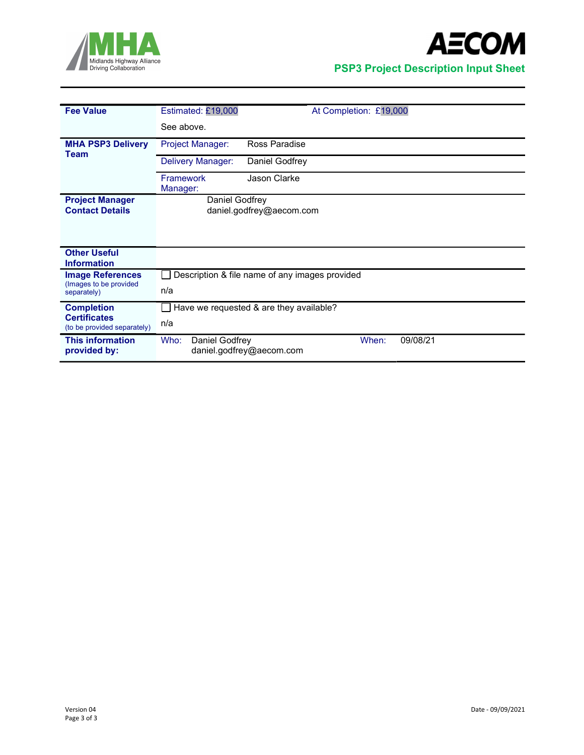Midlands Highway Alliance
Driving Collaboration

AECOM

## PSP3 Project Description Input Sheet

| | | | | |
|---|---|---|---|---|
| **Fee Value** | Estimated: £19,000 | | At Completion: £19,000 | |
| | See above. | | | |
| **MHA PSP3 Delivery Team** | Project Manager: | Ross Paradise | | |
| | Delivery Manager: | Daniel Godfrey | | |
| | Framework Manager: | Jason Clarke | | |
| **Project Manager Contact Details** | Daniel Godfrey<br>daniel.godfrey@aecom.com | | | |
| **Other Useful Information** | | | | |
| **Image References** (Images to be provided separately) | ☐ Description & file name of any images provided | | | |
| | n/a | | | |
| **Completion Certificates** (to be provided separately) | ☐ Have we requested & are they available? | | | |
| | n/a | | | |
| **This information provided by:** | Who: | Daniel Godfrey<br>daniel.godfrey@aecom.com | When: | 09/08/21 |

Version 04

Date - 09/09/2021